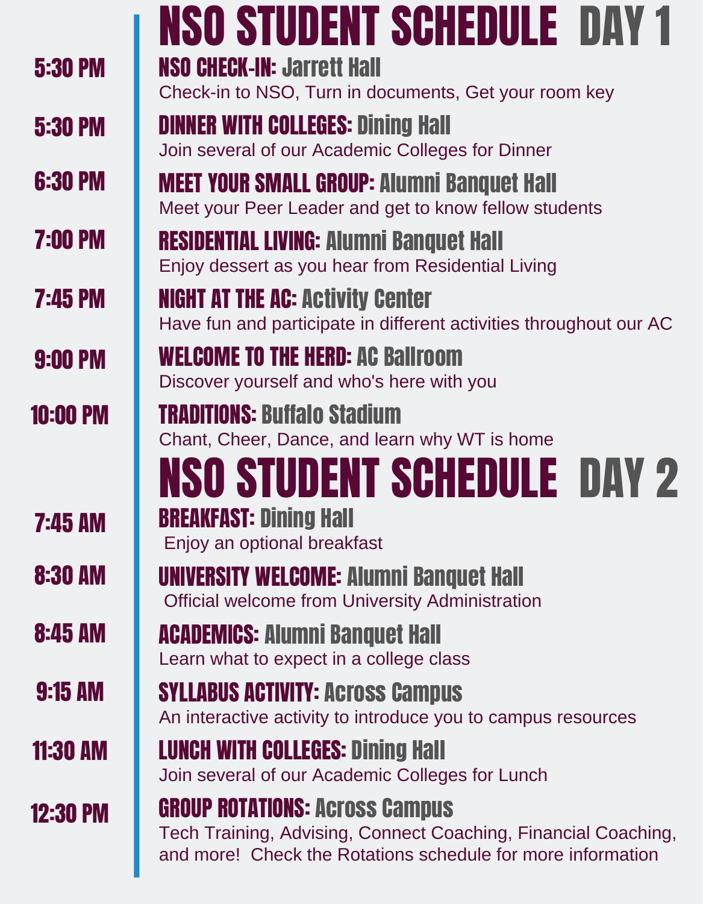# NSO STUDENT SCHEDULE DAY 1

**5:30 PM** — **NSO CHECK-IN:** Jarrett Hall
Check-in to NSO, Turn in documents, Get your room key

**5:30 PM** — **DINNER WITH COLLEGES:** Dining Hall
Join several of our Academic Colleges for Dinner

**6:30 PM** — **MEET YOUR SMALL GROUP:** Alumni Banquet Hall
Meet your Peer Leader and get to know fellow students

**7:00 PM** — **RESIDENTIAL LIVING:** Alumni Banquet Hall
Enjoy dessert as you hear from Residential Living

**7:45 PM** — **NIGHT AT THE AC:** Activity Center
Have fun and participate in different activities throughout our AC

**9:00 PM** — **WELCOME TO THE HERD:** AC Ballroom
Discover yourself and who's here with you

**10:00 PM** — **TRADITIONS:** Buffalo Stadium
Chant, Cheer, Dance, and learn why WT is home

# NSO STUDENT SCHEDULE DAY 2

**7:45 AM** — **BREAKFAST:** Dining Hall
Enjoy an optional breakfast

**8:30 AM** — **UNIVERSITY WELCOME:** Alumni Banquet Hall
Official welcome from University Administration

**8:45 AM** — **ACADEMICS:** Alumni Banquet Hall
Learn what to expect in a college class

**9:15 AM** — **SYLLABUS ACTIVITY:** Across Campus
An interactive activity to introduce you to campus resources

**11:30 AM** — **LUNCH WITH COLLEGES:** Dining Hall
Join several of our Academic Colleges for Lunch

**12:30 PM** — **GROUP ROTATIONS:** Across Campus
Tech Training, Advising, Connect Coaching, Financial Coaching, and more! Check the Rotations schedule for more information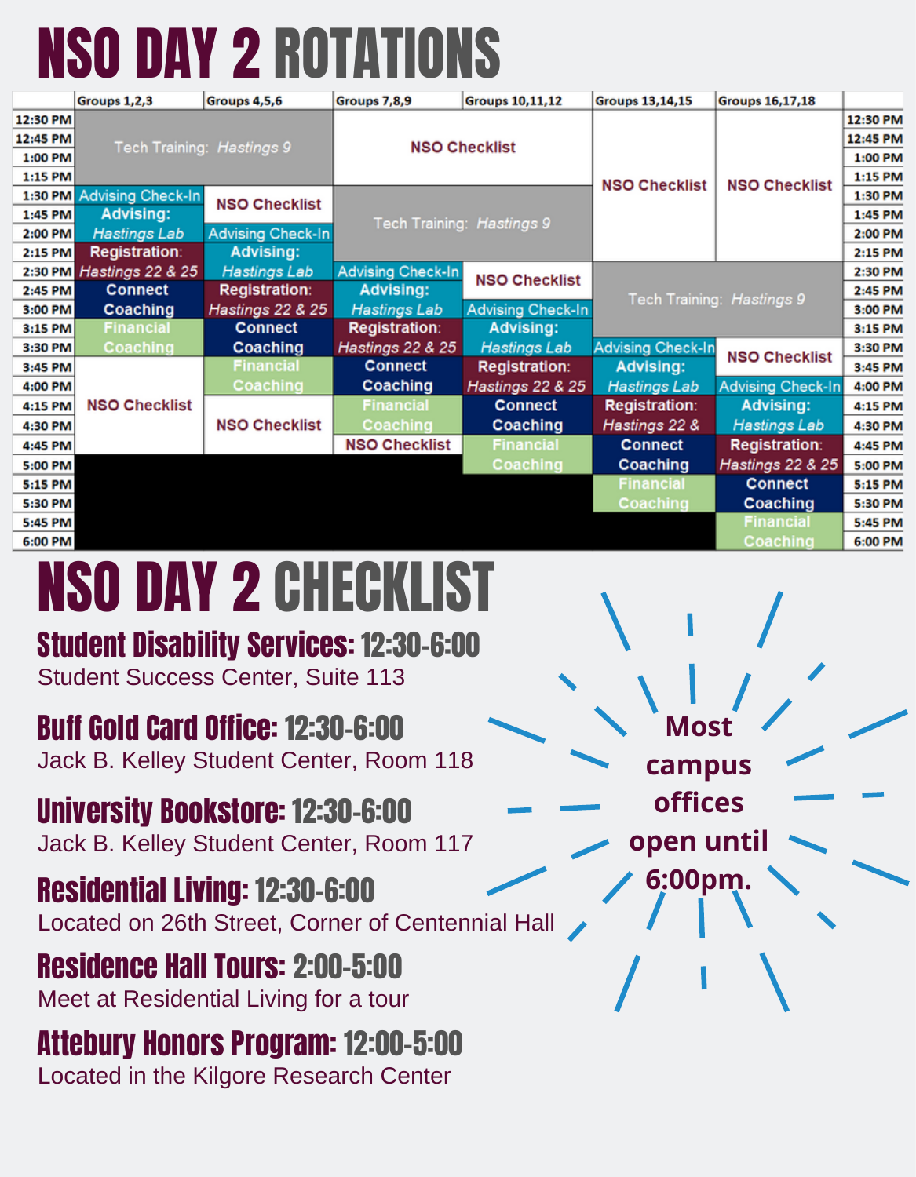# NSO DAY 2 ROTATIONS

| | Groups 1,2,3 | Groups 4,5,6 | Groups 7,8,9 | Groups 10,11,12 | Groups 13,14,15 | Groups 16,17,18 | |
|---|---|---|---|---|---|---|---|
| 12:30 PM | Tech Training: *Hastings 9* | Tech Training: *Hastings 9* | NSO Checklist | NSO Checklist | NSO Checklist | NSO Checklist | 12:30 PM |
| 12:45 PM | Tech Training: *Hastings 9* | Tech Training: *Hastings 9* | NSO Checklist | NSO Checklist | NSO Checklist | NSO Checklist | 12:45 PM |
| 1:00 PM | Tech Training: *Hastings 9* | Tech Training: *Hastings 9* | NSO Checklist | NSO Checklist | NSO Checklist | NSO Checklist | 1:00 PM |
| 1:15 PM | Tech Training: *Hastings 9* | Tech Training: *Hastings 9* | NSO Checklist | NSO Checklist | NSO Checklist | NSO Checklist | 1:15 PM |
| 1:30 PM | Advising Check-In | NSO Checklist | Tech Training: *Hastings 9* | Tech Training: *Hastings 9* | NSO Checklist | NSO Checklist | 1:30 PM |
| 1:45 PM | Advising: *Hastings Lab* | NSO Checklist | Tech Training: *Hastings 9* | Tech Training: *Hastings 9* | NSO Checklist | NSO Checklist | 1:45 PM |
| 2:00 PM | Advising: *Hastings Lab* | Advising Check-In | Tech Training: *Hastings 9* | Tech Training: *Hastings 9* | NSO Checklist | NSO Checklist | 2:00 PM |
| 2:15 PM | Registration: *Hastings 22 & 25* | Advising: *Hastings Lab* | Tech Training: *Hastings 9* | Tech Training: *Hastings 9* | NSO Checklist | NSO Checklist | 2:15 PM |
| 2:30 PM | Registration: *Hastings 22 & 25* | Advising: *Hastings Lab* | Advising Check-In | NSO Checklist | Tech Training: *Hastings 9* | Tech Training: *Hastings 9* | 2:30 PM |
| 2:45 PM | Connect Coaching | Registration: *Hastings 22 & 25* | Advising: *Hastings Lab* | NSO Checklist | Tech Training: *Hastings 9* | Tech Training: *Hastings 9* | 2:45 PM |
| 3:00 PM | Connect Coaching | Registration: *Hastings 22 & 25* | Advising: *Hastings Lab* | Advising Check-In | Tech Training: *Hastings 9* | Tech Training: *Hastings 9* | 3:00 PM |
| 3:15 PM | Financial Coaching | Connect Coaching | Registration: *Hastings 22 & 25* | Advising: *Hastings Lab* | Tech Training: *Hastings 9* | Tech Training: *Hastings 9* | 3:15 PM |
| 3:30 PM | Financial Coaching | Connect Coaching | Registration: *Hastings 22 & 25* | Advising: *Hastings Lab* | Advising Check-In | NSO Checklist | 3:30 PM |
| 3:45 PM | NSO Checklist | Financial Coaching | Connect Coaching | Registration: *Hastings 22 & 25* | Advising: *Hastings Lab* | NSO Checklist | 3:45 PM |
| 4:00 PM | NSO Checklist | Financial Coaching | Connect Coaching | Registration: *Hastings 22 & 25* | Advising: *Hastings Lab* | Advising Check-In | 4:00 PM |
| 4:15 PM | NSO Checklist | NSO Checklist | Financial Coaching | Connect Coaching | Registration: *Hastings 22 &* | Advising: *Hastings Lab* | 4:15 PM |
| 4:30 PM | NSO Checklist | NSO Checklist | Financial Coaching | Connect Coaching | Registration: *Hastings 22 &* | Advising: *Hastings Lab* | 4:30 PM |
| 4:45 PM | NSO Checklist | NSO Checklist | NSO Checklist | Financial Coaching | Connect Coaching | Registration: *Hastings 22 & 25* | 4:45 PM |
| 5:00 PM | | | | Financial Coaching | Connect Coaching | Registration: *Hastings 22 & 25* | 5:00 PM |
| 5:15 PM | | | | | Financial Coaching | Connect Coaching | 5:15 PM |
| 5:30 PM | | | | | Financial Coaching | Connect Coaching | 5:30 PM |
| 5:45 PM | | | | | | Financial Coaching | 5:45 PM |
| 6:00 PM | | | | | | Financial Coaching | 6:00 PM |

# NSO DAY 2 CHECKLIST

**Student Disability Services: 12:30-6:00**
Student Success Center, Suite 113

**Buff Gold Card Office: 12:30-6:00**
Jack B. Kelley Student Center, Room 118

**University Bookstore: 12:30-6:00**
Jack B. Kelley Student Center, Room 117

**Residential Living: 12:30-6:00**
Located on 26th Street, Corner of Centennial Hall

**Residence Hall Tours: 2:00-5:00**
Meet at Residential Living for a tour

**Attebury Honors Program: 12:00-5:00**
Located in the Kilgore Research Center

**Most campus offices open until 6:00pm.**